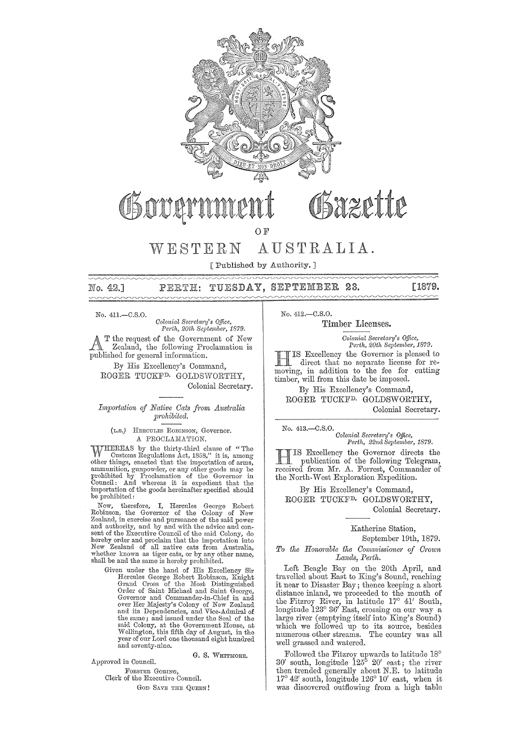# Government Gazette

## OF

# WESTERN AUSTRALIA.

[ Published by Authority. ]

**No. 42.] PERTH: TUESDAY, SEPTEMBER 23. [1879.**

No. 411.—C.S.O.

*Colonial Secretary's Office,*
*Perth, 20th September, 1879.*

AT the request of the Government of New Zealand, the following Proclamation is published for general information.

By His Excellency's Command,
ROGER TUCKFD. GOLDSWORTHY,
Colonial Secretary.

---

*Importation of Native Cats from Australia prohibited.*

(L.S.) HERCULES ROBINSON, Governor.
A PROCLAMATION.

WHEREAS by the thirty-third clause of "The Customs Regulations Act, 1858," it is, among other things, enacted that the importation of arms, ammunition, gunpowder, or any other goods may be prohibited by Proclamation of the Governor in Council: And whereas it is expedient that the importation of the goods hereinafter specified should be prohibited:

Now, therefore, I, Hercules George Robert Robinson, the Governor of the Colony of New Zealand, in exercise and pursuance of the said power and authority, and by and with the advice and consent of the Executive Council of the said Colony, do hereby order and proclaim that the importation into New Zealand of all native cats from Australia, whether known as tiger cats, or by any other name, shall be and the same is hereby prohibited.

Given under the hand of His Excellency Sir Hercules George Robert Robinson, Knight Grand Cross of the Most Distinguished Order of Saint Michael and Saint George, Governor and Commander-in-Chief in and over Her Majesty's Colony of New Zealand and its Dependencies, and Vice-Admiral of the same; and issued under the Seal of the said Colony, at the Government House, at Wellington, this fifth day of August, in the year of our Lord one thousand eight hundred and seventy-nine.

G. S. WHITMORE.

Approved in Council.

FORSTER GORING,
Clerk of the Executive Council.

GOD SAVE THE QUEEN!

---

No. 412.—C.S.O.

## Timber Licenses.

*Colonial Secretary's Office,*
*Perth, 20th September, 1879.*

HIS Excellency the Governor is pleased to direct that no separate license for removing, in addition to the fee for cutting timber, will from this date be imposed.

By His Excellency's Command,
ROGER TUCKFD. GOLDSWORTHY,
Colonial Secretary.

---

No. 413.—C.S.O.

*Colonial Secretary's Office,*
*Perth, 22nd September, 1879.*

HIS Excellency the Governor directs the publication of the following Telegram, received from Mr. A. Forrest, Commander of the North-West Exploration Expedition.

By His Excellency's Command,
ROGER TUCKFD. GOLDSWORTHY,
Colonial Secretary.

---

Katherine Station,
September 19th, 1879.

*To the Honorable the Commissioner of Crown Lands, Perth.*

Left Beagle Bay on the 20th April, and travelled about East to King's Sound, reaching it near to Disaster Bay; thence keeping a short distance inland, we proceeded to the mouth of the Fitzroy River, in latitude 17° 41′ South, longitude 123° 36′ East, crossing on our way a large river (emptying itself into King's Sound) which we followed up to its source, besides numerous other streams. The country was all well grassed and watered.

Followed the Fitzroy upwards to latitude 18° 30′ south, longitude 125° 20′ east; the river then trended generally about N.E. to latitude 17° 42′ south, longitude 126° 10′ east, when it was discovered outflowing from a high table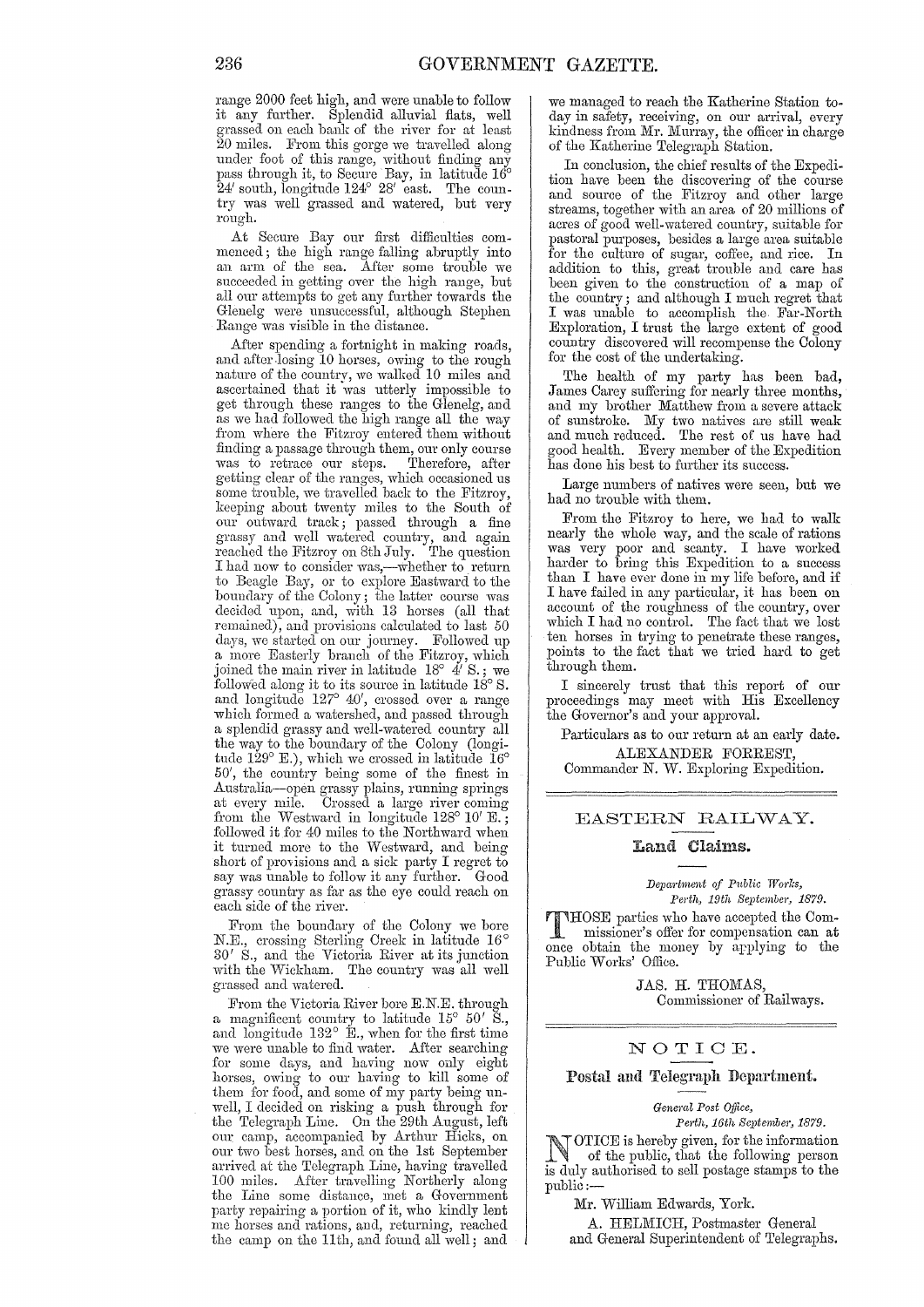range 2000 feet high, and were unable to follow it any further. Splendid alluvial flats, well grassed on each bank of the river for at least 20 miles. From this gorge we travelled along under foot of this range, without finding any pass through it, to Secure Bay, in latitude 16° 24′ south, longitude 124° 28′ east. The country was well grassed and watered, but very rough.

At Secure Bay our first difficulties commenced; the high range falling abruptly into an arm of the sea. After some trouble we succeeded in getting over the high range, but all our attempts to get any further towards the Glenelg were unsuccessful, although Stephen Range was visible in the distance.

After spending a fortnight in making roads, and after losing 10 horses, owing to the rough nature of the country, we walked 10 miles and ascertained that it was utterly impossible to get through these ranges to the Glenelg, and as we had followed the high range all the way from where the Fitzroy entered them without finding a passage through them, our only course was to retrace our steps. Therefore, after getting clear of the ranges, which occasioned us some trouble, we travelled back to the Fitzroy, keeping about twenty miles to the South of our outward track; passed through a fine grassy and well watered country, and again reached the Fitzroy on 8th July. The question I had now to consider was,—whether to return to Beagle Bay, or to explore Eastward to the boundary of the Colony; the latter course was decided upon, and, with 13 horses (all that remained), and provisions calculated to last 50 days, we started on our journey. Followed up a more Easterly branch of the Fitzroy, which joined the main river in latitude 18° 4′ S.; we followed along it to its source in latitude 18° S. and longitude 127° 40′, crossed over a range which formed a watershed, and passed through a splendid grassy and well-watered country all the way to the boundary of the Colony (longitude 129° E.), which we crossed in latitude 16° 50′, the country being some of the finest in Australia—open grassy plains, running springs at every mile. Crossed a large river coming from the Westward in longitude 128° 10′ E.; followed it for 40 miles to the Northward when it turned more to the Westward, and being short of provisions and a sick party I regret to say was unable to follow it any further. Good grassy country as far as the eye could reach on each side of the river.

From the boundary of the Colony we bore N.E., crossing Sterling Creek in latitude 16° 30′ S., and the Victoria River at its junction with the Wickham. The country was all well grassed and watered.

From the Victoria River bore E.N.E. through a magnificent country to latitude 15° 50′ S., and longitude 132° E., when for the first time we were unable to find water. After searching for some days, and having now only eight horses, owing to our having to kill some of them for food, and some of my party being unwell, I decided on risking a push through for the Telegraph Line. On the 29th August, left our camp, accompanied by Arthur Hicks, on our two best horses, and on the 1st September arrived at the Telegraph Line, having travelled 100 miles. After travelling Northerly along the Line some distance, met a Government party repairing a portion of it, who kindly lent me horses and rations, and, returning, reached the camp on the 11th, and found all well; and we managed to reach the Katherine Station to-day in safety, receiving, on our arrival, every kindness from Mr. Murray, the officer in charge of the Katherine Telegraph Station.

In conclusion, the chief results of the Expedition have been the discovering of the course and source of the Fitzroy and other large streams, together with an area of 20 millions of acres of good well-watered country, suitable for pastoral purposes, besides a large area suitable for the culture of sugar, coffee, and rice. In addition to this, great trouble and care has been given to the construction of a map of the country; and although I much regret that I was unable to accomplish the Far-North Exploration, I trust the large extent of good country discovered will recompense the Colony for the cost of the undertaking.

The health of my party has been bad, James Carey suffering for nearly three months, and my brother Matthew from a severe attack of sunstroke. My two natives are still weak and much reduced. The rest of us have had good health. Every member of the Expedition has done his best to further its success.

Large numbers of natives were seen, but we had no trouble with them.

From the Fitzroy to here, we had to walk nearly the whole way, and the scale of rations was very poor and scanty. I have worked harder to bring this Expedition to a success than I have ever done in my life before, and if I have failed in any particular, it has been on account of the roughness of the country, over which I had no control. The fact that we lost ten horses in trying to penetrate these ranges, points to the fact that we tried hard to get through them.

I sincerely trust that this report of our proceedings may meet with His Excellency the Governor's and your approval.

Particulars as to our return at an early date.

ALEXANDER FORREST,
Commander N. W. Exploring Expedition.

---

## EASTERN RAILWAY.

### Land Claims.

*Department of Public Works,*
*Perth, 19th September, 1879.*

THOSE parties who have accepted the Commissioner's offer for compensation can at once obtain the money by applying to the Public Works' Office.

JAS. H. THOMAS,
Commissioner of Railways.

---

## NOTICE.

### Postal and Telegraph Department.

*General Post Office,*
*Perth, 16th September, 1879.*

NOTICE is hereby given, for the information of the public, that the following person is duly authorised to sell postage stamps to the public:—

Mr. William Edwards, York.

A. HELMICH, Postmaster General
and General Superintendent of Telegraphs.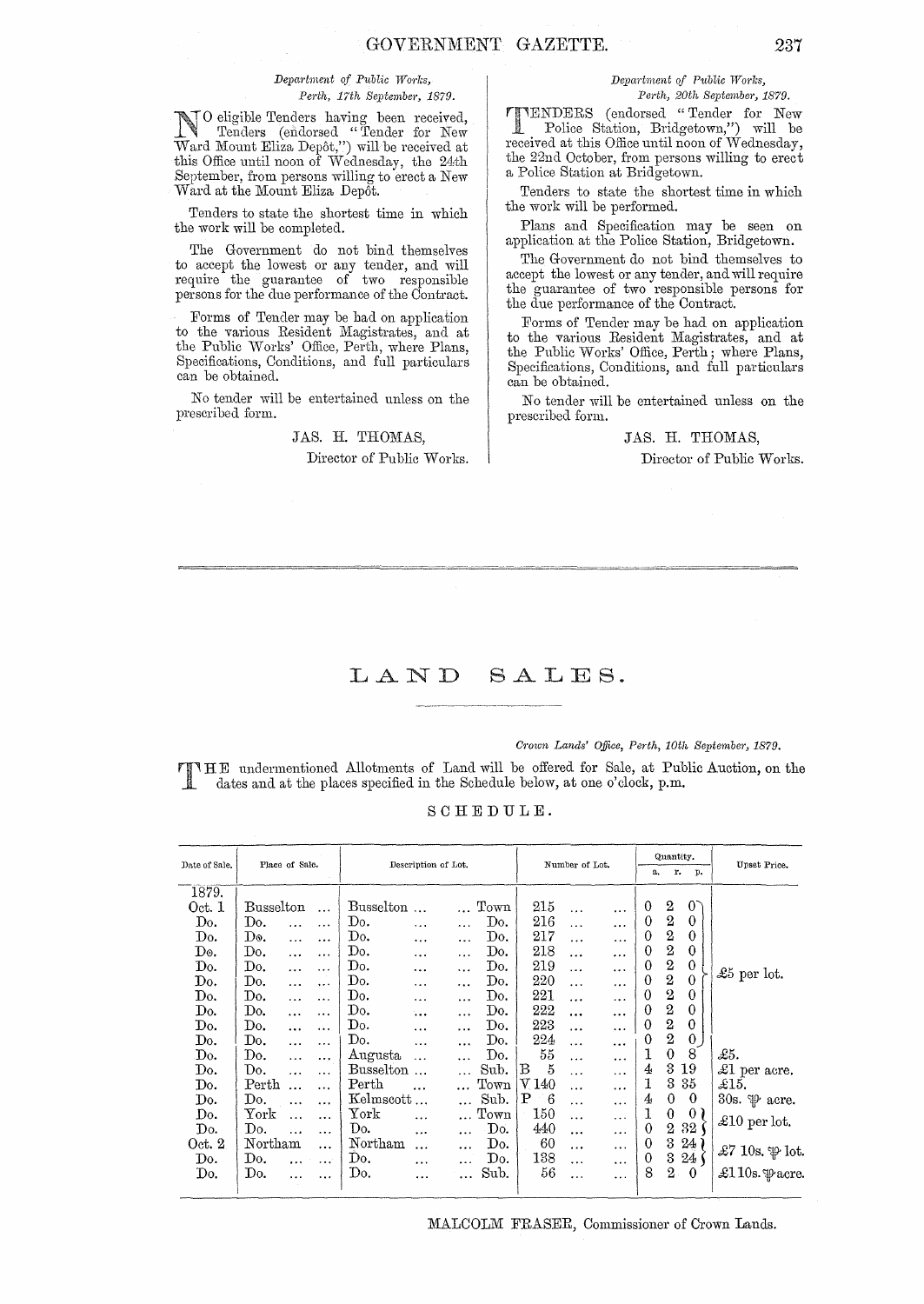*Department of Public Works,*
*Perth, 17th September, 1879.*

NO eligible Tenders having been received, Tenders (endorsed "Tender for New Ward Mount Eliza Depôt,") will be received at this Office until noon of Wednesday, the 24th September, from persons willing to erect a New Ward at the Mount Eliza Depôt.

Tenders to state the shortest time in which the work will be completed.

The Government do not bind themselves to accept the lowest or any tender, and will require the guarantee of two responsible persons for the due performance of the Contract.

Forms of Tender may be had on application to the various Resident Magistrates, and at the Public Works' Office, Perth, where Plans, Specifications, Conditions, and full particulars can be obtained.

No tender will be entertained unless on the prescribed form.

JAS. H. THOMAS,
Director of Public Works.

*Department of Public Works,*
*Perth, 20th September, 1879.*

TENDERS (endorsed "Tender for New Police Station, Bridgetown,") will be received at this Office until noon of Wednesday, the 22nd October, from persons willing to erect a Police Station at Bridgetown.

Tenders to state the shortest time in which the work will be performed.

Plans and Specification may be seen on application at the Police Station, Bridgetown.

The Government do not bind themselves to accept the lowest or any tender, and will require the guarantee of two responsible persons for the due performance of the Contract.

Forms of Tender may be had on application to the various Resident Magistrates, and at the Public Works' Office, Perth; where Plans, Specifications, Conditions, and full particulars can be obtained.

No tender will be entertained unless on the prescribed form.

JAS. H. THOMAS,
Director of Public Works.

# LAND SALES.

*Crown Lands' Office, Perth, 10th September, 1879.*

THE undermentioned Allotments of Land will be offered for Sale, at Public Auction, on the dates and at the places specified in the Schedule below, at one o'clock, p.m.

SCHEDULE.

| Date of Sale. | Place of Sale. | Description of Lot. | | Number of Lot. | Quantity. | | | Upset Price. |
|---|---|---|---|---|---|---|---|---|
| | | | | | a. | r. | p. | |
| 1879. | | | | | | | | |
| Oct. 1 | Busselton | Busselton | Town | 215 | 0 | 2 | 0 | £5 per lot. |
| Do. | Do. | Do. | Do. | 216 | 0 | 2 | 0 | |
| Do. | Do. | Do. | Do. | 217 | 0 | 2 | 0 | |
| Do. | Do. | Do. | Do. | 218 | 0 | 2 | 0 | |
| Do. | Do. | Do. | Do. | 219 | 0 | 2 | 0 | |
| Do. | Do. | Do. | Do. | 220 | 0 | 2 | 0 | |
| Do. | Do. | Do. | Do. | 221 | 0 | 2 | 0 | |
| Do. | Do. | Do. | Do. | 222 | 0 | 2 | 0 | |
| Do. | Do. | Do. | Do. | 223 | 0 | 2 | 0 | |
| Do. | Do. | Do. | Do. | 224 | 0 | 2 | 0 | |
| Do. | Do. | Augusta | Do. | 55 | 1 | 0 | 8 | £5. |
| Do. | Do. | Busselton | Sub. | B 5 | 4 | 3 | 19 | £1 per acre. |
| Do. | Perth | Perth | Town | V 140 | 1 | 3 | 35 | £15. |
| Do. | Do. | Kelmscott | Sub. | P 6 | 4 | 0 | 0 | 30s. ℔ acre. |
| Do. | York | York | Town | 150 | 1 | 0 | 0 | £10 per lot. |
| Do. | Do. | Do. | Do. | 440 | 0 | 2 | 32 | |
| Oct. 2 | Northam | Northam | Do. | 60 | 0 | 3 | 24 | £7 10s. ℔ lot. |
| Do. | Do. | Do. | Do. | 138 | 0 | 3 | 24 | |
| Do. | Do. | Do. | Sub. | 56 | 8 | 2 | 0 | £1 10s. ℔ acre. |

MALCOLM FRASER, Commissioner of Crown Lands.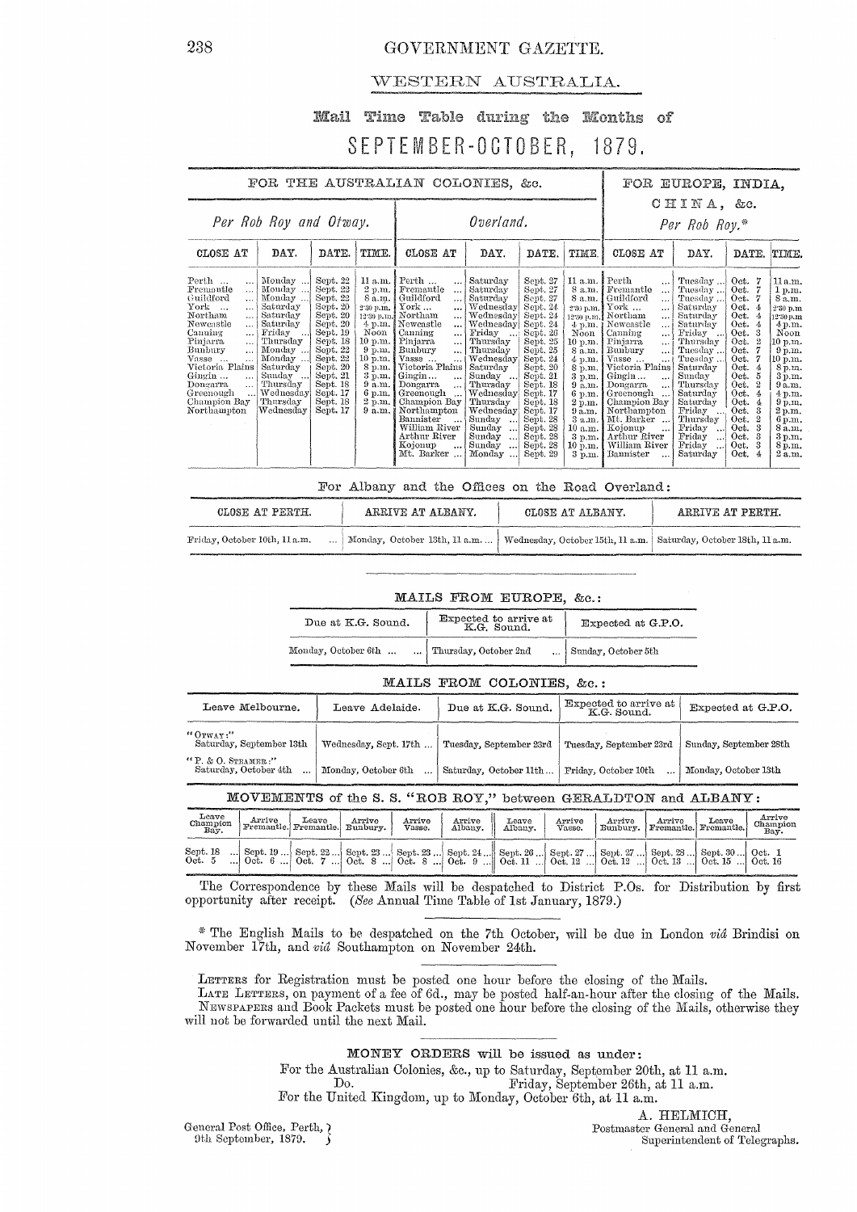# WESTERN AUSTRALIA.

## Mail Time Table during the Months of SEPTEMBER-OCTOBER, 1879.

| FOR THE AUSTRALIAN COLONIES, &c. | | | | | | | | FOR EUROPE, INDIA, CHINA, &c. | | | |
|---|---|---|---|---|---|---|---|---|---|---|---|
| *Per Rob Roy and Otway.* | | | | *Overland.* | | | | *Per Rob Roy.** | | | |
| CLOSE AT | DAY. | DATE. | TIME. | CLOSE AT | DAY. | DATE. | TIME. | CLOSE AT | DAY. | DATE. | TIME. |
| Perth ... | Monday ... | Sept. 22 | 11 a.m. | Perth ... | Saturday | Sept. 27 | 11 a.m. | Perth ... | Tuesday ... | Oct. 7 | 11 a.m. |
| Fremantle ... | Monday ... | Sept. 22 | 2 p.m. | Fremantle ... | Saturday | Sept. 27 | 8 a.m. | Fremantle ... | Tuesday ... | Oct. 7 | 1 p.m. |
| Guildford ... | Monday ... | Sept. 22 | 8 a.m. | Guildford ... | Saturday | Sept. 27 | 8 a.m. | Guildford ... | Tuesday ... | Oct. 7 | 8 a.m. |
| York ... | Saturday | Sept. 20 | 2·30 p.m. | York ... | Wednesday | Sept. 24 | 2·30 p.m. | York ... | Saturday | Oct. 4 | 2·30 p.m. |
| Northam ... | Saturday | Sept. 20 | 12·30 p.m. | Northam ... | Wednesday | Sept. 24 | 12·30 p.m. | Northam ... | Saturday | Oct. 4 | 12·30 p.m. |
| Newcastle ... | Saturday | Sept. 20 | 4 p.m. | Newcastle ... | Wednesday | Sept. 24 | 4 p.m. | Newcastle ... | Saturday | Oct. 4 | 4 p.m. |
| Canning ... | Friday ... | Sept. 19 | Noon | Canning ... | Friday ... | Sept. 26 | Noon | Canning ... | Friday ... | Oct. 3 | Noon |
| Pinjarra ... | Thursday | Sept. 18 | 10 p.m. | Pinjarra ... | Thursday | Sept. 25 | 10 p.m. | Pinjarra ... | Thursday | Oct. 2 | 10 p.m. |
| Bunbury ... | Monday ... | Sept. 22 | 9 p.m. | Bunbury ... | Thursday | Sept. 25 | 8 a.m. | Bunbury ... | Tuesday ... | Oct. 7 | 9 p.m. |
| Vasse ... | Monday ... | Sept. 22 | 10 p.m. | Vasse ... | Wednesday | Sept. 24 | 4 p.m. | Vasse ... | Tuesday ... | Oct. 7 | 10 p.m. |
| Victoria Plains | Saturday | Sept. 20 | 8 p.m. | Victoria Plains | Saturday | Sept. 20 | 8 p.m. | Victoria Plains | Saturday | Oct. 4 | 8 p.m. |
| Gingin ... | Sunday ... | Sept. 21 | 3 p.m. | Gingin ... | Sunday ... | Sept. 21 | 3 p.m. | Gingin ... | Sunday | Oct. 5 | 3 p.m. |
| Dongarra ... | Thursday | Sept. 18 | 9 a.m. | Dongarra ... | Thursday | Sept. 18 | 9 a.m. | Dongarra ... | Thursday | Oct. 2 | 9 a.m. |
| Greenough ... | Wednesday | Sept. 17 | 6 p.m. | Greenough ... | Wednesday | Sept. 17 | 6 p.m. | Greenough ... | Saturday | Oct. 4 | 4 p.m. |
| Champion Bay | Thursday | Sept. 18 | 2 p.m. | Champion Bay | Thursday | Sept. 18 | 2 p.m. | Champion Bay | Saturday | Oct. 4 | 9 p.m. |
| Northampton | Wednesday | Sept. 17 | 9 a.m. | Northampton | Wednesday | Sept. 17 | 9 a.m. | Northampton | Friday ... | Oct. 3 | 2 p.m. |
| | | | | Bannister ... | Sunday ... | Sept. 28 | 3 a.m. | Mt. Barker ... | Thursday | Oct. 2 | 6 p.m. |
| | | | | William River | Sunday ... | Sept. 28 | 10 a.m. | Kojonup ... | Friday ... | Oct. 3 | 8 a.m. |
| | | | | Arthur River | Sunday ... | Sept. 28 | 3 p.m. | Arthur River | Friday ... | Oct. 3 | 3 p.m. |
| | | | | Kojonup ... | Sunday ... | Sept. 28 | 10 p.m. | William River | Friday ... | Oct. 3 | 8 p.m. |
| | | | | Mt. Barker ... | Monday ... | Sept. 29 | 3 p.m. | Bannister ... | Saturday | Oct. 4 | 2 a.m. |

For Albany and the Offices on the Road Overland:

| CLOSE AT PERTH. | ARRIVE AT ALBANY. | CLOSE AT ALBANY. | ARRIVE AT PERTH. |
|---|---|---|---|
| Friday, October 10th, 11 a.m. ... | Monday, October 13th, 11 a.m. ... | Wednesday, October 15th, 11 a.m. | Saturday, October 18th, 11 a.m. |

### MAILS FROM EUROPE, &c.:

| Due at K.G. Sound. | Expected to arrive at K.G. Sound. | Expected at G.P.O. |
|---|---|---|
| Monday, October 6th ... ... | Thursday, October 2nd ... | Sunday, October 5th |

### MAILS FROM COLONIES, &c.:

| Leave Melbourne. | Leave Adelaide. | Due at K.G. Sound. | Expected to arrive at K.G. Sound. | Expected at G.P.O. |
|---|---|---|---|---|
| "OTWAY:" Saturday, September 13th | Wednesday, Sept. 17th ... | Tuesday, September 23rd | Tuesday, September 23rd | Sunday, September 28th |
| "P. & O. STEAMER:" Saturday, October 4th ... | Monday, October 6th ... | Saturday, October 11th ... | Friday, October 10th ... | Monday, October 13th |

### MOVEMENTS of the S. S. "ROB ROY," between GERALDTON and ALBANY:

| Leave Champion Bay. | Arrive Fremantle. | Leave Fremantle. | Arrive Bunbury. | Arrive Vasse. | Arrive Albany. | Leave Albany. | Arrive Vasse. | Arrive Bunbury. | Arrive Fremantle. | Leave Fremantle. | Arrive Champion Bay. |
|---|---|---|---|---|---|---|---|---|---|---|---|
| Sept. 18 ... | Sept. 19 ... | Sept. 22 ... | Sept. 23 ... | Sept. 23 ... | Sept. 24 ... | Sept. 26 ... | Sept. 27 ... | Sept. 27 ... | Sept. 28 ... | Sept. 30 ... | Oct. 1 |
| Oct. 5 ... | Oct. 6 ... | Oct. 7 ... | Oct. 8 ... | Oct. 8 ... | Oct. 9 ... | Oct. 11 ... | Oct. 12 ... | Oct. 12 ... | Oct. 13 ... | Oct. 15 ... | Oct. 16 |

The Correspondence by these Mails will be despatched to District P.Os. for Distribution by first opportunity after receipt. (*See* Annual Time Table of 1st January, 1879.)

* The English Mails to be despatched on the 7th October, will be due in London *viâ* Brindisi on November 17th, and *viâ* Southampton on November 24th.

LETTERS for Registration must be posted one hour before the closing of the Mails.

LATE LETTERS, on payment of a fee of 6d., may be posted half-an-hour after the closing of the Mails.

NEWSPAPERS and Book Packets must be posted one hour before the closing of the Mails, otherwise they will not be forwarded until the next Mail.

**MONEY ORDERS will be issued as under:**

For the Australian Colonies, &c., up to Saturday, September 20th, at 11 a.m.

Do. Friday, September 26th, at 11 a.m.

For the United Kingdom, up to Monday, October 6th, at 11 a.m.

A. HELMICH,
Postmaster General and General Superintendent of Telegraphs.

General Post Office, Perth,
9th September, 1879.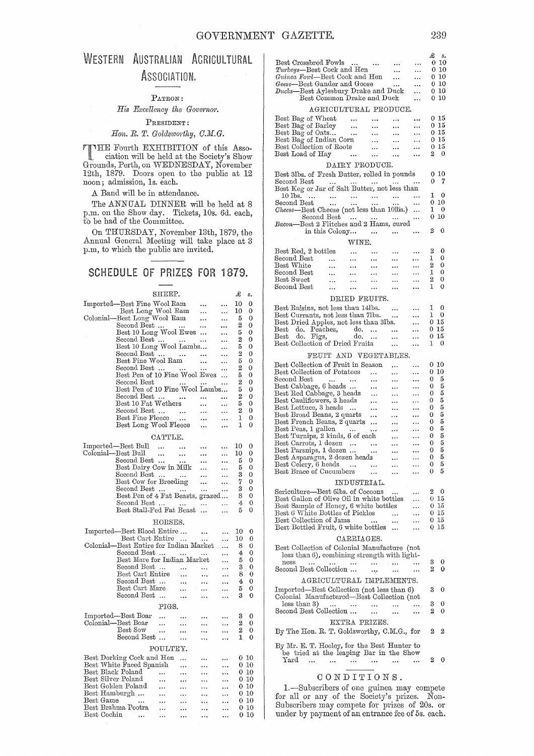# Western Australian Agricultural Association.

PATRON:

*His Excellency the Governor.*

PRESIDENT:

*Hon. R. T. Goldsworthy, C.M.G.*

THE Fourth EXHIBITION of this Association will be held at the Society's Show Grounds, Perth, on WEDNESDAY, November 12th, 1879. Doors open to the public at 12 noon; admission, 1s. each.

A Band will be in attendance.

The ANNUAL DINNER will be held at 8 p.m. on the Show day. Tickets, 10s. 6d. each, to be had of the Committee.

On THURSDAY, November 13th, 1879, the Annual General Meeting will take place at 3 p.m, to which the public are invited.

## SCHEDULE OF PRIZES FOR 1879.

### SHEEP.

| | £ | s. |
|---|---|---|
| Imported—Best Fine Wool Ram | 10 | 0 |
| Best Long Wool Ram | 10 | 0 |
| Colonial—Best Long Wool Ram | 5 | 0 |
| Second Best | 2 | 0 |
| Best 10 Long Wool Ewes | 5 | 0 |
| Second Best | 2 | 0 |
| Best 10 Long Wool Lambs | 5 | 0 |
| Second Best | 2 | 0 |
| Best Fine Wool Ram | 5 | 0 |
| Second Best | 2 | 0 |
| Best Pen of 10 Fine Wool Ewes | 5 | 0 |
| Second Best | 2 | 0 |
| Best Pen of 10 Fine Wool Lambs | 5 | 0 |
| Second Best | 2 | 0 |
| Best 10 Fat Wethers | 5 | 0 |
| Second Best | 2 | 0 |
| Best Fine Fleece | 1 | 0 |
| Best Long Wool Fleece | 1 | 0 |

### CATTLE.

| | £ | s. |
|---|---|---|
| Imported—Best Bull | 10 | 0 |
| Colonial—Best Bull | 10 | 0 |
| Second Best | 5 | 0 |
| Best Dairy Cow in Milk | 5 | 0 |
| Second Best | 3 | 0 |
| Best Cow for Breeding | 7 | 0 |
| Second Best | 3 | 0 |
| Best Pen of 4 Fat Beasts, grazed | 8 | 0 |
| Second Best | 4 | 0 |
| Best Stall-Fed Fat Beast | 5 | 0 |

### HORSES.

| | £ | s. |
|---|---|---|
| Imported—Best Blood Entire | 10 | 0 |
| Best Cart Entire | 10 | 0 |
| Colonial—Best Entire for Indian Market | 8 | 0 |
| Second Best | 4 | 0 |
| Best Mare for Indian Market | 5 | 0 |
| Second Best | 3 | 0 |
| Best Cart Entire | 8 | 0 |
| Second Best | 4 | 0 |
| Best Cart Mare | 5 | 0 |
| Second Best | 3 | 0 |

### PIGS.

| | £ | s. |
|---|---|---|
| Imported—Best Boar | 3 | 0 |
| Colonial—Best Boar | 2 | 0 |
| Best Sow | 2 | 0 |
| Second Best | 1 | 0 |

### POULTRY.

| | £ | s. |
|---|---|---|
| Best Dorking Cock and Hen | 0 | 10 |
| Best White Faced Spanish | 0 | 10 |
| Best Black Poland | 0 | 10 |
| Best Silver Poland | 0 | 10 |
| Best Golden Poland | 0 | 10 |
| Best Hamburgh | 0 | 10 |
| Best Game | 0 | 10 |
| Best Brahma Pootra | 0 | 10 |
| Best Cochin | 0 | 10 |
| Best Crossbred Fowls | 0 | 10 |
| *Turkeys*—Best Cock and Hen | 0 | 10 |
| *Guinea Fowl*—Best Cock and Hen | 0 | 10 |
| *Geese*—Best Gander and Goose | 0 | 10 |
| *Ducks*—Best Aylesbury Drake and Duck | 0 | 10 |
| Best Common Drake and Duck | 0 | 10 |

### AGRICULTURAL PRODUCE.

| | £ | s. |
|---|---|---|
| Best Bag of Wheat | 0 | 15 |
| Best Bag of Barley | 0 | 15 |
| Best Bag of Oats | 0 | 15 |
| Best Bag of Indian Corn | 0 | 15 |
| Best Collection of Roots | 0 | 15 |
| Best Load of Hay | 2 | 0 |

### DAIRY PRODUCE.

| | £ | s. |
|---|---|---|
| Best 3lbs. of Fresh Butter, rolled in pounds | 0 | 10 |
| Second Best | 0 | 7 |
| Best Keg or Jar of Salt Butter, not less than 10 lbs. | 1 | 0 |
| Second Best | 0 | 10 |
| *Cheese*—Best Cheese (not less than 10lbs.) | 1 | 0 |
| Second Best | 0 | 10 |
| *Bacon*—Best 2 Flitches and 2 Hams, cured in this Colony | 2 | 0 |

### WINE.

| | £ | s. |
|---|---|---|
| Best Red, 2 bottles | 2 | 0 |
| Second Best | 1 | 0 |
| Best White | 2 | 0 |
| Second Best | 1 | 0 |
| Best Sweet | 2 | 0 |
| Second Best | 1 | 0 |

### DRIED FRUITS.

| | £ | s. |
|---|---|---|
| Best Raisins, not less than 14lbs. | 1 | 0 |
| Best Currants, not less than 7lbs. | 1 | 0 |
| Best Dried Apples, not less than 3lbs. | 0 | 15 |
| Best do. Peaches, do. | 0 | 15 |
| Best do. Figs, do. | 0 | 15 |
| Best Collection of Dried Fruits | 1 | 0 |

### FRUIT AND VEGETABLES.

| | £ | s. |
|---|---|---|
| Best Collection of Fruit in Season | 0 | 10 |
| Best Collection of Potatoes | 0 | 10 |
| Second Best | 0 | 5 |
| Best Cabbage, 6 heads | 0 | 5 |
| Best Red Cabbage, 3 heads | 0 | 5 |
| Best Cauliflowers, 3 heads | 0 | 5 |
| Best Lettuce, 3 heads | 0 | 5 |
| Best Broad Beans, 2 quarts | 0 | 5 |
| Best French Beans, 2 quarts | 0 | 5 |
| Best Peas, 1 gallon | 0 | 5 |
| Best Turnips, 2 kinds, 6 of each | 0 | 5 |
| Best Carrots, 1 dozen | 0 | 5 |
| Best Parsnips, 1 dozen | 0 | 5 |
| Best Asparagus, 2 dozen heads | 0 | 5 |
| Best Celery, 6 heads | 0 | 5 |
| Best Brace of Cucumbers | 0 | 5 |

### INDUSTRIAL.

| | £ | s. |
|---|---|---|
| Sericulture—Best 6lbs. of Cocoons | 2 | 0 |
| Best Gallon of Olive Oil in white bottles | 0 | 15 |
| Best Sample of Honey, 6 white bottles | 0 | 15 |
| Best 6 White Bottles of Pickles | 0 | 15 |
| Best Collection of Jams | 0 | 15 |
| Best Bottled Fruit, 6 white bottles | 0 | 15 |

### CARRIAGES.

| | £ | s. |
|---|---|---|
| Best Collection of Colonial Manufacture (not less than 6), combining strength with lightness | 3 | 0 |
| Second Best Collection | 2 | 0 |

### AGRICULTURAL IMPLEMENTS.

| | £ | s. |
|---|---|---|
| Imported—Best Collection (not less than 6) | 3 | 0 |
| Colonial Manufactured—Best Collection (not less than 3) | 3 | 0 |
| Second Best Collection | 2 | 0 |

### EXTRA PRIZES.

| | £ | s. |
|---|---|---|
| By The Hon. R. T. Goldsworthy, C.M.G., for | 2 | 2 |
| By Mr. E. T. Hooley, for the Best Hunter to be tried at the leaping Bar in the Show Yard | 2 | 0 |

## CONDITIONS.

1.—Subscribers of one guinea may compete for all or any of the Society's prizes. Non-Subscribers may compete for prizes of 20s. or under by payment of an entrance fee of 5s. each.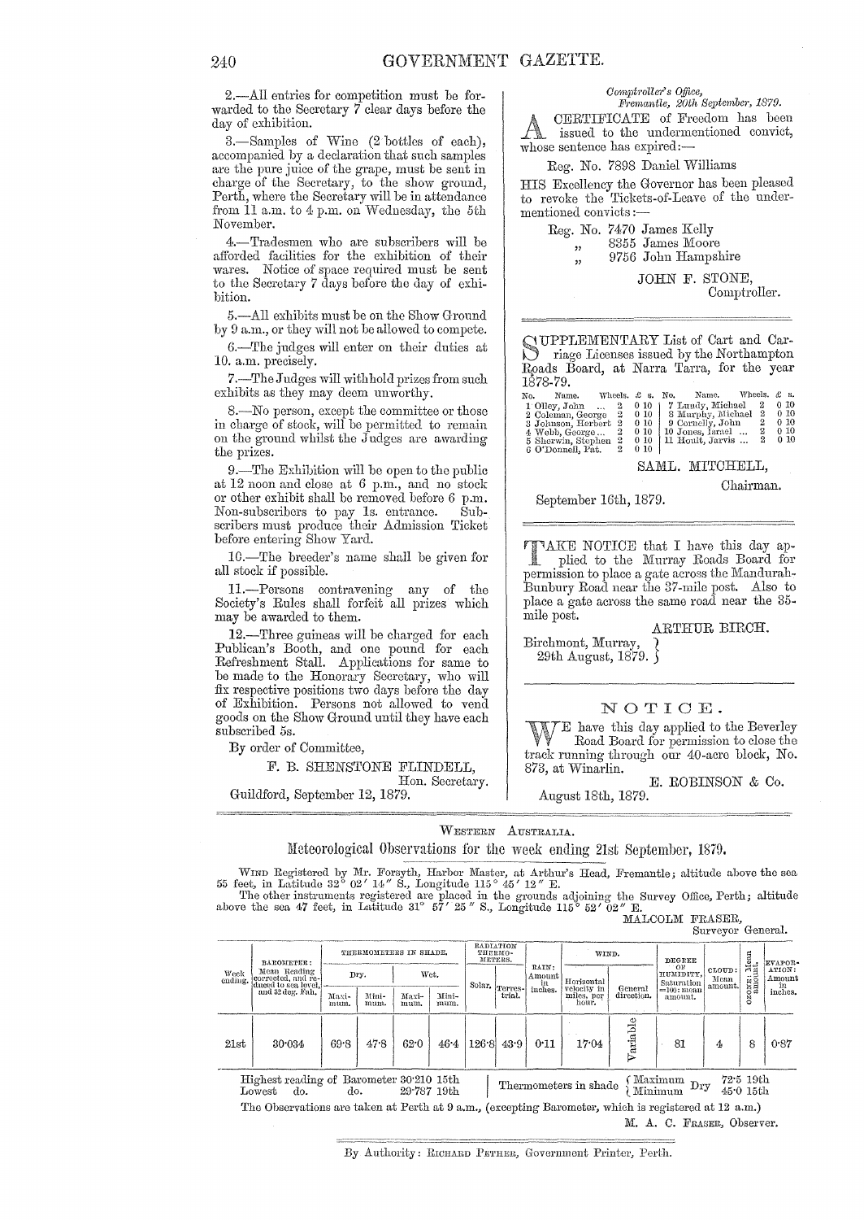2.—All entries for competition must be forwarded to the Secretary 7 clear days before the day of exhibition.

3.—Samples of Wine (2 bottles of each), accompanied by a declaration that such samples are the pure juice of the grape, must be sent in charge of the Secretary, to the show ground, Perth, where the Secretary will be in attendance from 11 a.m. to 4 p.m. on Wednesday, the 5th November.

4.—Tradesmen who are subscribers will be afforded facilities for the exhibition of their wares. Notice of space required must be sent to the Secretary 7 days before the day of exhibition.

5.—All exhibits must be on the Show Ground by 9 a.m., or they will not be allowed to compete.

6.—The judges will enter on their duties at 10. a.m. precisely.

7.—The Judges will withhold prizes from such exhibits as they may deem unworthy.

8.—No person, except the committee or those in charge of stock, will be permitted to remain on the ground whilst the Judges are awarding the prizes.

9.—The Exhibition will be open to the public at 12 noon and close at 6 p.m., and no stock or other exhibit shall be removed before 6 p.m. Non-subscribers to pay 1s. entrance. Subscribers must produce their Admission Ticket before entering Show Yard.

10.—The breeder's name shall be given for all stock if possible.

11.—Persons contravening any of the Society's Rules shall forfeit all prizes which may be awarded to them.

12.—Three guineas will be charged for each Publican's Booth, and one pound for each Refreshment Stall. Applications for same to be made to the Honorary Secretary, who will fix respective positions two days before the day of Exhibition. Persons not allowed to vend goods on the Show Ground until they have each subscribed 5s.

By order of Committee,

F. B. SHENSTONE FLINDELL,
Hon. Secretary.

Guildford, September 12, 1879.

---

*Comptroller's Office,*
*Fremantle, 20th September, 1879.*

A CERTIFICATE of Freedom has been issued to the undermentioned convict, whose sentence has expired:—

Reg. No. 7898 Daniel Williams

HIS Excellency the Governor has been pleased to revoke the Tickets-of-Leave of the undermentioned convicts:—

Reg. No. 7470 James Kelly
" 8355 James Moore
" 9756 John Hampshire

JOHN F. STONE,
Comptroller.

---

SUPPLEMENTARY List of Cart and Carriage Licenses issued by the Northampton Roads Board, at Narra Tarra, for the year 1878-79.

| No. | Name. | Wheels. | £ s. | No. | Name. | Wheels. | £ s. |
|---|---|---|---|---|---|---|---|
| 1 | Olley, John ... | 2 | 0 10 | 7 | Lundy, Michael | 2 | 0 10 |
| 2 | Coleman, George | 2 | 0 10 | 8 | Murphy, Michael | 2 | 0 10 |
| 3 | Johnson, Herbert | 2 | 0 10 | 9 | Cornelly, John | 2 | 0 10 |
| 4 | Webb, George ... | 2 | 0 10 | 10 | Jones, Israel ... | 2 | 0 10 |
| 5 | Sherwin, Stephen | 2 | 0 10 | 11 | Hoult, Jarvis ... | 2 | 0 10 |
| 6 | O'Donnell, Pat. | 2 | 0 10 | | | | |

SAML. MITCHELL,
Chairman.

September 16th, 1879.

---

TAKE NOTICE that I have this day applied to the Murray Roads Board for permission to place a gate across the Mandurah-Bunbury Road near the 37-mile post. Also to place a gate across the same road near the 35-mile post.

ARTHUR BIRCH.

Birchmont, Murray,
29th August, 1879.

---

## NOTICE.

WE have this day applied to the Beverley Road Board for permission to close the track running through our 40-acre block, No. 873, at Winarlin.

E. ROBINSON & Co.

August 18th, 1879.

---

WESTERN AUSTRALIA.

## Meteorological Observations for the week ending 21st September, 1879.

WIND Registered by Mr. Forsyth, Harbor Master, at Arthur's Head, Fremantle; altitude above the sea 55 feet, in Latitude 32° 02′ 14″ S., Longitude 115° 45′ 12″ E.

The other instruments registered are placed in the grounds adjoining the Survey Office, Perth; altitude above the sea 47 feet, in Latitude 31° 57′ 25″ S., Longitude 115° 52′ 02″ E.

MALCOLM FRASER,
Surveyor General.

| Week ending. | BAROMETER: Mean Reading corrected, and reduced to sea level, and 32 deg. Fah. | THERMOMETERS IN SHADE. Dry. Maximum. | Dry. Minimum. | Wet. Maximum. | Wet. Minimum. | RADIATION THERMOMETERS. Solar. | Terrestrial. | RAIN: Amount in inches. | WIND. Horizontal velocity in miles, per hour. | General direction. | DEGREE OF HUMIDITY, Saturation =100: mean amount. | CLOUD: Mean amount. | OZONE: Mean amount. | EVAPORATION: Amount in inches. |
|---|---|---|---|---|---|---|---|---|---|---|---|---|---|---|
| 21st | 30·034 | 69·8 | 47·8 | 62·0 | 46·4 | 126·8 | 43·9 | 0·11 | 17·04 | Variable | 81 | 4 | 8 | 0·87 |

Highest reading of Barometer 30·210 15th
Lowest do. do. 29·787 19th

Thermometers in shade { Maximum Dry 72·5 19th; Minimum Dry 45·0 15th }

The Observations are taken at Perth at 9 a.m., (excepting Barometer, which is registered at 12 a.m.)

M. A. C. FRASER, Observer.

---

By Authority: RICHARD PETHER, Government Printer, Perth.